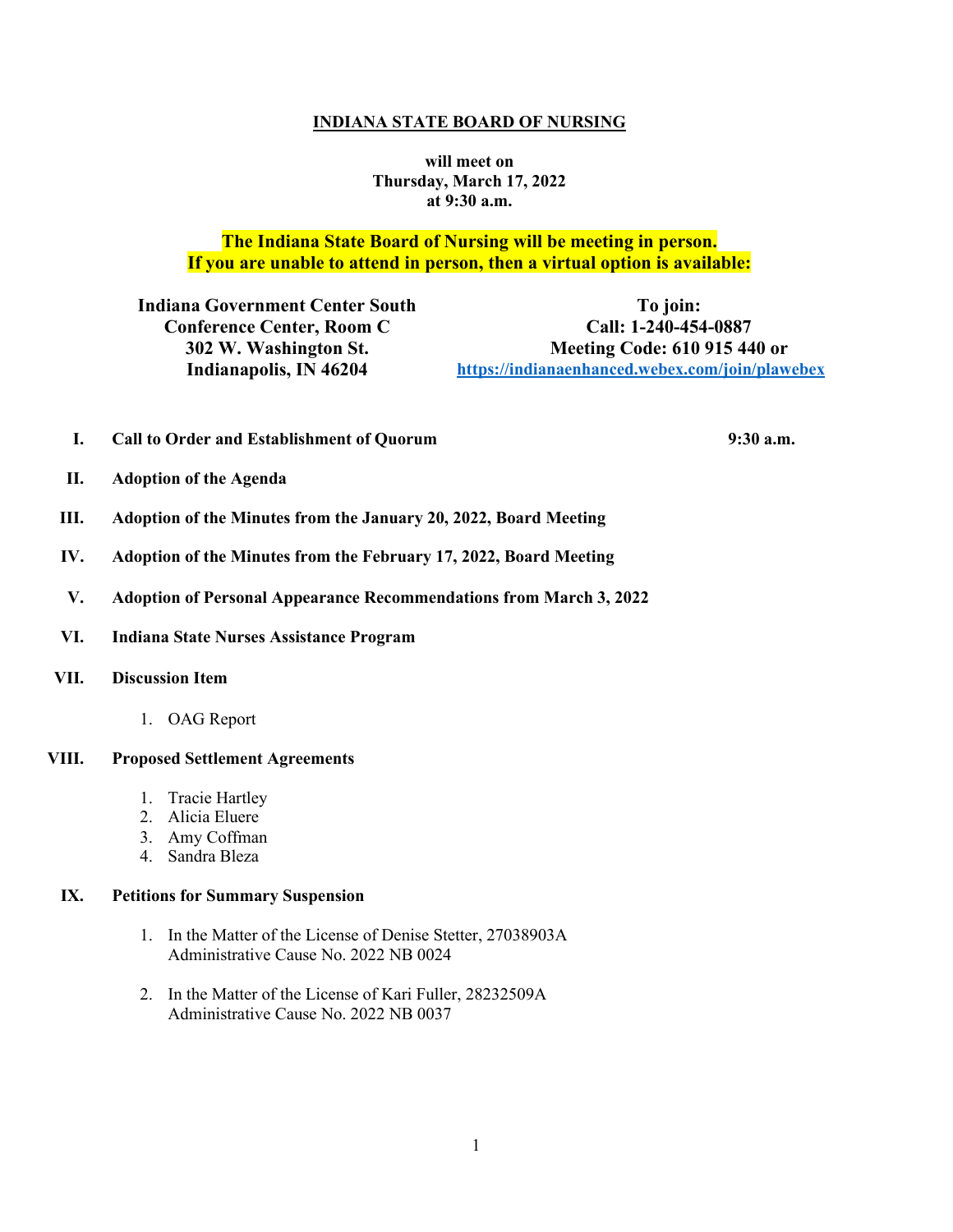# INDIANA STATE BOARD OF NURSING

**will meet on**
**Thursday, March 17, 2022**
**at 9:30 a.m.**

**The Indiana State Board of Nursing will be meeting in person.**
**If you are unable to attend in person, then a virtual option is available:**

**Indiana Government Center South**
**Conference Center, Room C**
**302 W. Washington St.**
**Indianapolis, IN 46204**

**To join:**
**Call: 1-240-454-0887**
**Meeting Code: 610 915 440 or**
**https://indianaenhanced.webex.com/join/plawebex**

**I. Call to Order and Establishment of Quorum** **9:30 a.m.**

**II. Adoption of the Agenda**

**III. Adoption of the Minutes from the January 20, 2022, Board Meeting**

**IV. Adoption of the Minutes from the February 17, 2022, Board Meeting**

**V. Adoption of Personal Appearance Recommendations from March 3, 2022**

**VI. Indiana State Nurses Assistance Program**

**VII. Discussion Item**

1. OAG Report

**VIII. Proposed Settlement Agreements**

1. Tracie Hartley
2. Alicia Eluere
3. Amy Coffman
4. Sandra Bleza

**IX. Petitions for Summary Suspension**

1. In the Matter of the License of Denise Stetter, 27038903A
   Administrative Cause No. 2022 NB 0024

2. In the Matter of the License of Kari Fuller, 28232509A
   Administrative Cause No. 2022 NB 0037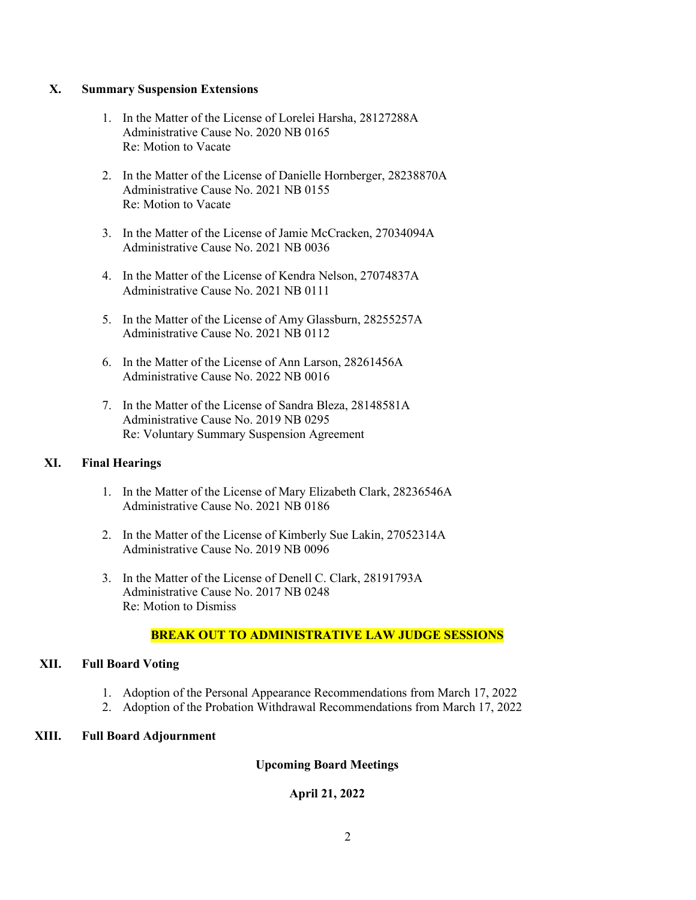## X. Summary Suspension Extensions

1. In the Matter of the License of Lorelei Harsha, 28127288A
   Administrative Cause No. 2020 NB 0165
   Re: Motion to Vacate

2. In the Matter of the License of Danielle Hornberger, 28238870A
   Administrative Cause No. 2021 NB 0155
   Re: Motion to Vacate

3. In the Matter of the License of Jamie McCracken, 27034094A
   Administrative Cause No. 2021 NB 0036

4. In the Matter of the License of Kendra Nelson, 27074837A
   Administrative Cause No. 2021 NB 0111

5. In the Matter of the License of Amy Glassburn, 28255257A
   Administrative Cause No. 2021 NB 0112

6. In the Matter of the License of Ann Larson, 28261456A
   Administrative Cause No. 2022 NB 0016

7. In the Matter of the License of Sandra Bleza, 28148581A
   Administrative Cause No. 2019 NB 0295
   Re: Voluntary Summary Suspension Agreement

## XI. Final Hearings

1. In the Matter of the License of Mary Elizabeth Clark, 28236546A
   Administrative Cause No. 2021 NB 0186

2. In the Matter of the License of Kimberly Sue Lakin, 27052314A
   Administrative Cause No. 2019 NB 0096

3. In the Matter of the License of Denell C. Clark, 28191793A
   Administrative Cause No. 2017 NB 0248
   Re: Motion to Dismiss

**BREAK OUT TO ADMINISTRATIVE LAW JUDGE SESSIONS**

## XII. Full Board Voting

1. Adoption of the Personal Appearance Recommendations from March 17, 2022
2. Adoption of the Probation Withdrawal Recommendations from March 17, 2022

## XIII. Full Board Adjournment

**Upcoming Board Meetings**

**April 21, 2022**